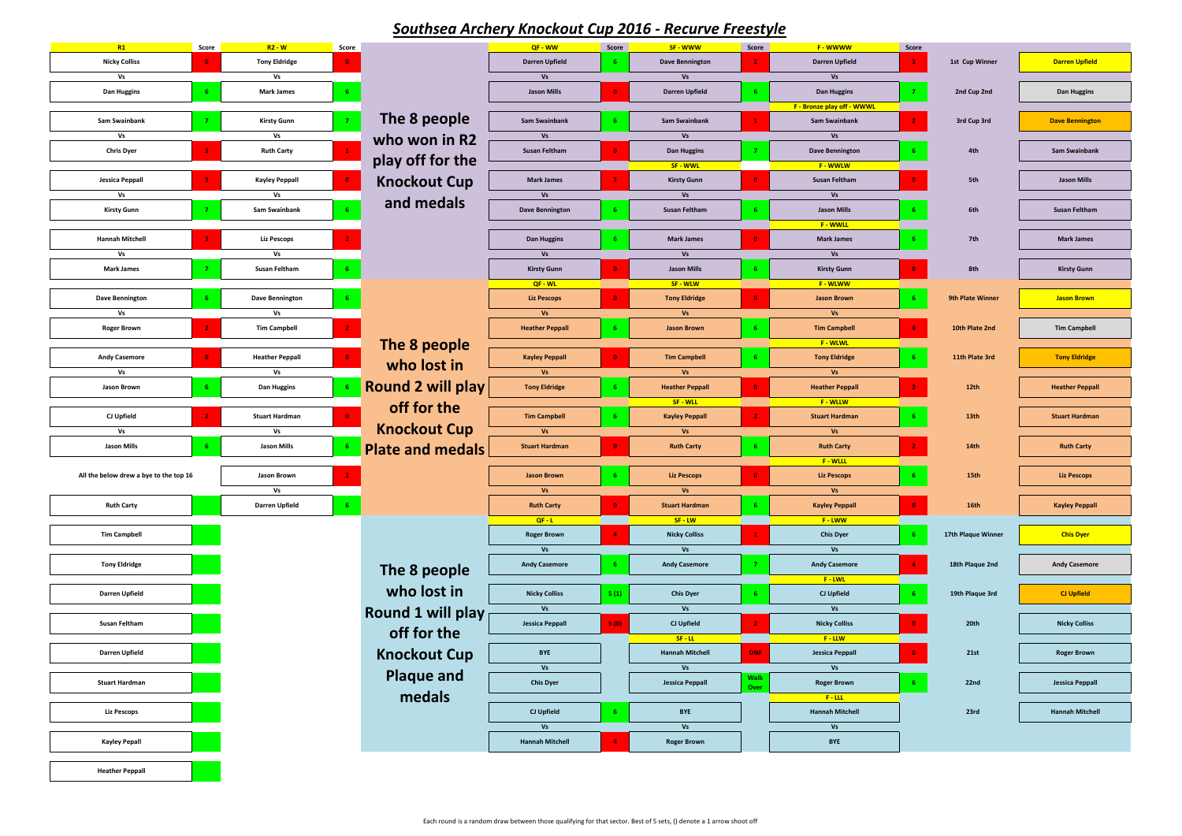# Southsea Archery Knockout Cup 2016 - Recurve Freestyle

## Round 1 and Round 2

| R1 | Score | R2 - W | Score |
|---|---|---|---|
| Nicky Colliss | 0 | Tony Eldridge | 0 |
| Vs | | Vs | |
| Dan Huggins | 6 | Mark James | 6 |
| Sam Swainbank | 7 | Kirsty Gunn | 7 |
| Vs | | Vs | |
| Chris Dyer | 3 | Ruth Carty | 1 |
| Jessica Peppall | 3 | Kayley Peppall | 0 |
| Vs | | Vs | |
| Kirsty Gunn | 7 | Sam Swainbank | 6 |
| Hannah Mitchell | 3 | Liz Pescops | 2 |
| Vs | | Vs | |
| Mark James | 7 | Susan Feltham | 6 |
| Dave Bennington | 6 | Dave Bennington | 6 |
| Vs | | Vs | |
| Roger Brown | 2 | Tim Campbell | 2 |
| Andy Casemore | 0 | Heather Peppall | 0 |
| Vs | | Vs | |
| Jason Brown | 6 | Dan Huggins | 6 |
| CJ Upfield | 2 | Stuart Hardman | 0 |
| Vs | | Vs | |
| Jason Mills | 6 | Jason Mills | 6 |
| All the below drew a bye to the top 16 | | Jason Brown | 2 |
| | | Vs | |
| Ruth Carty | | Darren Upfield | 6 |
| Tim Campbell | | | |
| Tony Eldridge | | | |
| Darren Upfield | | | |
| Susan Feltham | | | |
| Darren Upfield | | | |
| Stuart Hardman | | | |
| Liz Pescops | | | |
| Kayley Pepall | | | |
| Heather Peppall | | | |

## The 8 people who won in R2 play off for the Knockout Cup and medals

| QF - WW | Score | SF - WWW | Score | F - WWWW | Score | | |
|---|---|---|---|---|---|---|---|
| Darren Upfield | 6 | Dave Bennington | 2 | Darren Upfield | 3 | 1st Cup Winner | Darren Upfield |
| Vs | | Vs | | Vs | | | |
| Jason Mills | 0 | Darren Upfield | 6 | Dan Huggins | 7 | 2nd Cup 2nd | Dan Huggins |
| | | | | F - Bronze play off - WWWL | | | |
| Sam Swainbank | 6 | Sam Swainbank | 1 | Sam Swainbank | 2 | 3rd Cup 3rd | Dave Bennington |
| Vs | | Vs | | Vs | | | |
| Susan Feltham | 0 | Dan Huggins | 7 | Dave Bennington | 6 | 4th | Sam Swainbank |
| | | SF - WWL | | F - WWLW | | | |
| Mark James | 2 | Kirsty Gunn | 0 | Susan Feltham | 0 | 5th | Jason Mills |
| Vs | | Vs | | Vs | | | |
| Dave Bennington | 6 | Susan Feltham | 6 | Jason Mills | 6 | 6th | Susan Feltham |
| | | | | F - WWLL | | | |
| Dan Huggins | 6 | Mark James | 0 | Mark James | 6 | 7th | Mark James |
| Vs | | Vs | | Vs | | | |
| Kirsty Gunn | 0 | Jason Mills | 6 | Kirsty Gunn | 0 | 8th | Kirsty Gunn |

## The 8 people who lost in Round 2 will play off for the Knockout Cup Plate and medals

| QF - WL | Score | SF - WLW | Score | F - WLWW | Score | | |
|---|---|---|---|---|---|---|---|
| Liz Pescops | 0 | Tony Eldridge | 0 | Jason Brown | 6 | 9th Plate Winner | Jason Brown |
| Vs | | Vs | | Vs | | | |
| Heather Peppall | 6 | Jason Brown | 6 | Tim Campbell | 4 | 10th Plate 2nd | Tim Campbell |
| | | | | F - WLWL | | | |
| Kayley Peppall | 0 | Tim Campbell | 6 | Tony Eldridge | 6 | 11th Plate 3rd | Tony Eldridge |
| Vs | | Vs | | Vs | | | |
| Tony Eldridge | 6 | Heather Peppall | 0 | Heather Peppall | 2 | 12th | Heather Peppall |
| | | SF - WLL | | F - WLLW | | | |
| Tim Campbell | 6 | Kayley Peppall | 2 | Stuart Hardman | 6 | 13th | Stuart Hardman |
| Vs | | Vs | | Vs | | | |
| Stuart Hardman | 0 | Ruth Carty | 6 | Ruth Carty | 2 | 14th | Ruth Carty |
| | | | | F - WLLL | | | |
| Jason Brown | 6 | Liz Pescops | 0 | Liz Pescops | 6 | 15th | Liz Pescops |
| Vs | | Vs | | Vs | | | |
| Ruth Carty | 0 | Stuart Hardman | 6 | Kayley Peppall | 0 | 16th | Kayley Peppall |

## The 8 people who lost in Round 1 will play off for the Knockout Cup Plaque and medals

| QF - L | Score | SF - LW | Score | F - LWW | Score | | |
|---|---|---|---|---|---|---|---|
| Roger Brown | 4 | Nicky Colliss | 1 | Chis Dyer | 6 | 17th Plaque Winner | Chis Dyer |
| Vs | | Vs | | Vs | | | |
| Andy Casemore | 6 | Andy Casemore | 7 | Andy Casemore | 4 | 18th Plaque 2nd | Andy Casemore |
| | | | | F - LWL | | | |
| Nicky Colliss | 5 (1) | Chis Dyer | 6 | CJ Upfield | 6 | 19th Plaque 3rd | CJ Upfield |
| Vs | | Vs | | Vs | | | |
| Jessica Peppall | 5 (0) | CJ Upfield | 2 | Nicky Colliss | 0 | 20th | Nicky Colliss |
| | | SF - LL | | F - LLW | | | |
| BYE | | Hannah Mitchell | DNF | Jessica Peppall | 0 | 21st | Roger Brown |
| Vs | | Vs | | Vs | | | |
| Chis Dyer | | Jessica Peppall | Walk Over | Roger Brown | 6 | 22nd | Jessica Peppall |
| | | | | F - LLL | | | |
| CJ Upfield | 6 | BYE | | Hannah Mitchell | | 23rd | Hannah Mitchell |
| Vs | | Vs | | Vs | | | |
| Hannah Mitchell | 4 | Roger Brown | | BYE | | | |

Each round is a random draw between those qualifying for that sector. Best of 5 sets, () denote a 1 arrow shoot off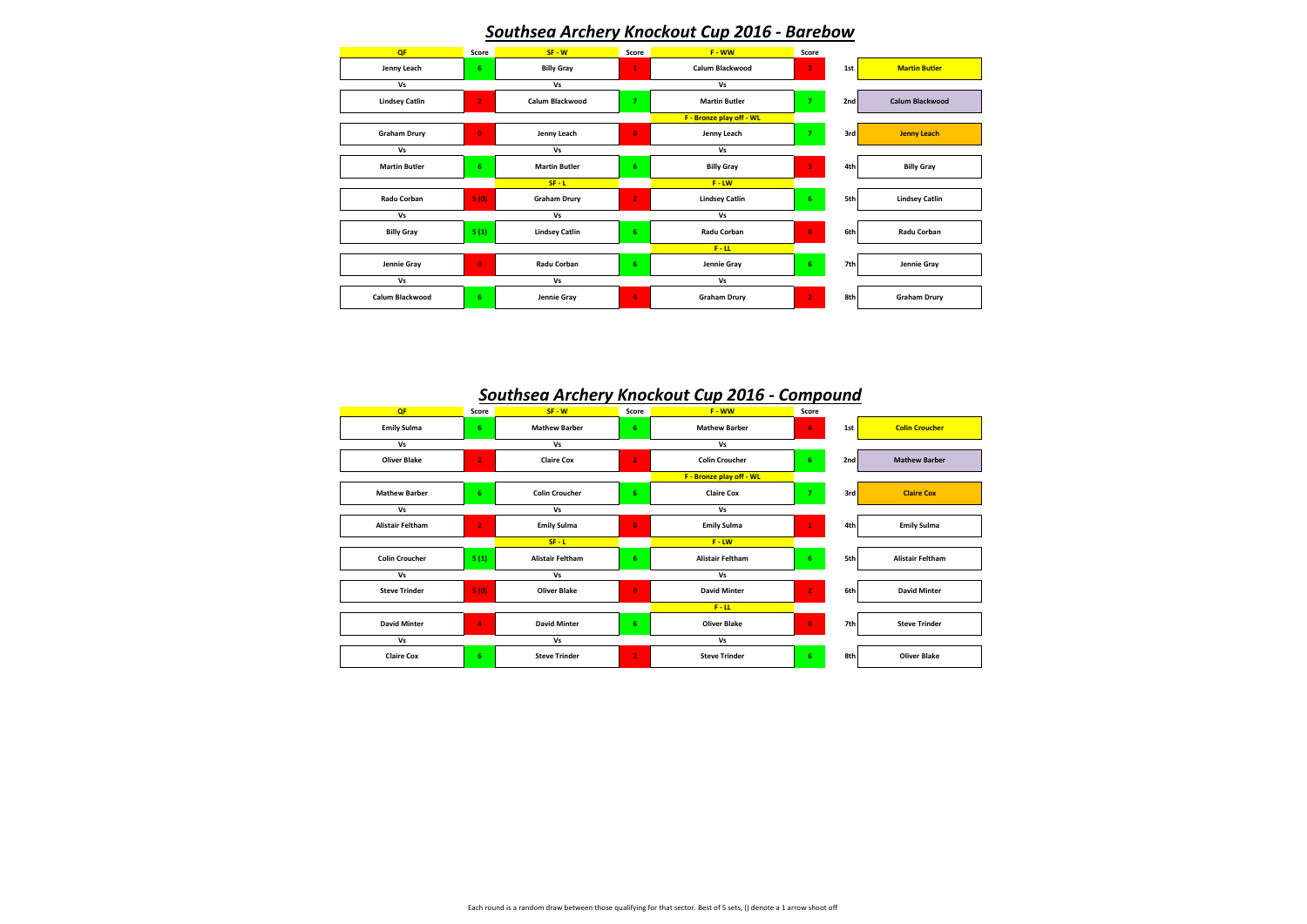# *Southsea Archery Knockout Cup 2016 - Barebow*

| QF | Score | SF - W | Score | F - WW | Score | | |
|---|---|---|---|---|---|---|---|
| Jenny Leach | 6 | Billy Gray | 1 | Calum Blackwood | 3 | 1st | Martin Butler |
| Vs | | Vs | | Vs | | | |
| Lindsey Catlin | 2 | Calum Blackwood | 7 | Martin Butler | 7 | 2nd | Calum Blackwood |
| | | | | F - Bronze play off - WL | | | |
| Graham Drury | 0 | Jenny Leach | 0 | Jenny Leach | 7 | 3rd | Jenny Leach |
| Vs | | Vs | | Vs | | | |
| Martin Butler | 6 | Martin Butler | 6 | Billy Gray | 3 | 4th | Billy Gray |
| | | SF - L | | F - LW | | | |
| Radu Corban | 5 (0) | Graham Drury | 2 | Lindsey Catlin | 6 | 5th | Lindsey Catlin |
| Vs | | Vs | | Vs | | | |
| Billy Gray | 5 (1) | Lindsey Catlin | 6 | Radu Corban | 0 | 6th | Radu Corban |
| | | | | F - LL | | | |
| Jennie Gray | 0 | Radu Corban | 6 | Jennie Gray | 6 | 7th | Jennie Gray |
| Vs | | Vs | | Vs | | | |
| Calum Blackwood | 6 | Jennie Gray | 4 | Graham Drury | 2 | 8th | Graham Drury |

# *Southsea Archery Knockout Cup 2016 - Compound*

| QF | Score | SF - W | Score | F - WW | Score | | |
|---|---|---|---|---|---|---|---|
| Emily Sulma | 6 | Mathew Barber | 6 | Mathew Barber | 4 | 1st | Colin Croucher |
| Vs | | Vs | | Vs | | | |
| Oliver Blake | 2 | Claire Cox | 2 | Colin Croucher | 6 | 2nd | Mathew Barber |
| | | | | F - Bronze play off - WL | | | |
| Mathew Barber | 6 | Colin Croucher | 6 | Claire Cox | 7 | 3rd | Claire Cox |
| Vs | | Vs | | Vs | | | |
| Alistair Feltham | 2 | Emily Sulma | 0 | Emily Sulma | 1 | 4th | Emily Sulma |
| | | SF - L | | F - LW | | | |
| Colin Croucher | 5 (1) | Alistair Feltham | 6 | Alistair Feltham | 6 | 5th | Alistair Feltham |
| Vs | | Vs | | Vs | | | |
| Steve Trinder | 5 (0) | Oliver Blake | 0 | David Minter | 2 | 6th | David Minter |
| | | | | F - LL | | | |
| David Minter | 4 | David Minter | 6 | Oliver Blake | 0 | 7th | Steve Trinder |
| Vs | | Vs | | Vs | | | |
| Claire Cox | 6 | Steve Trinder | 2 | Steve Trinder | 6 | 8th | Oliver Blake |

Each round is a random draw between those qualifying for that sector. Best of 5 sets, () denote a 1 arrow shoot off